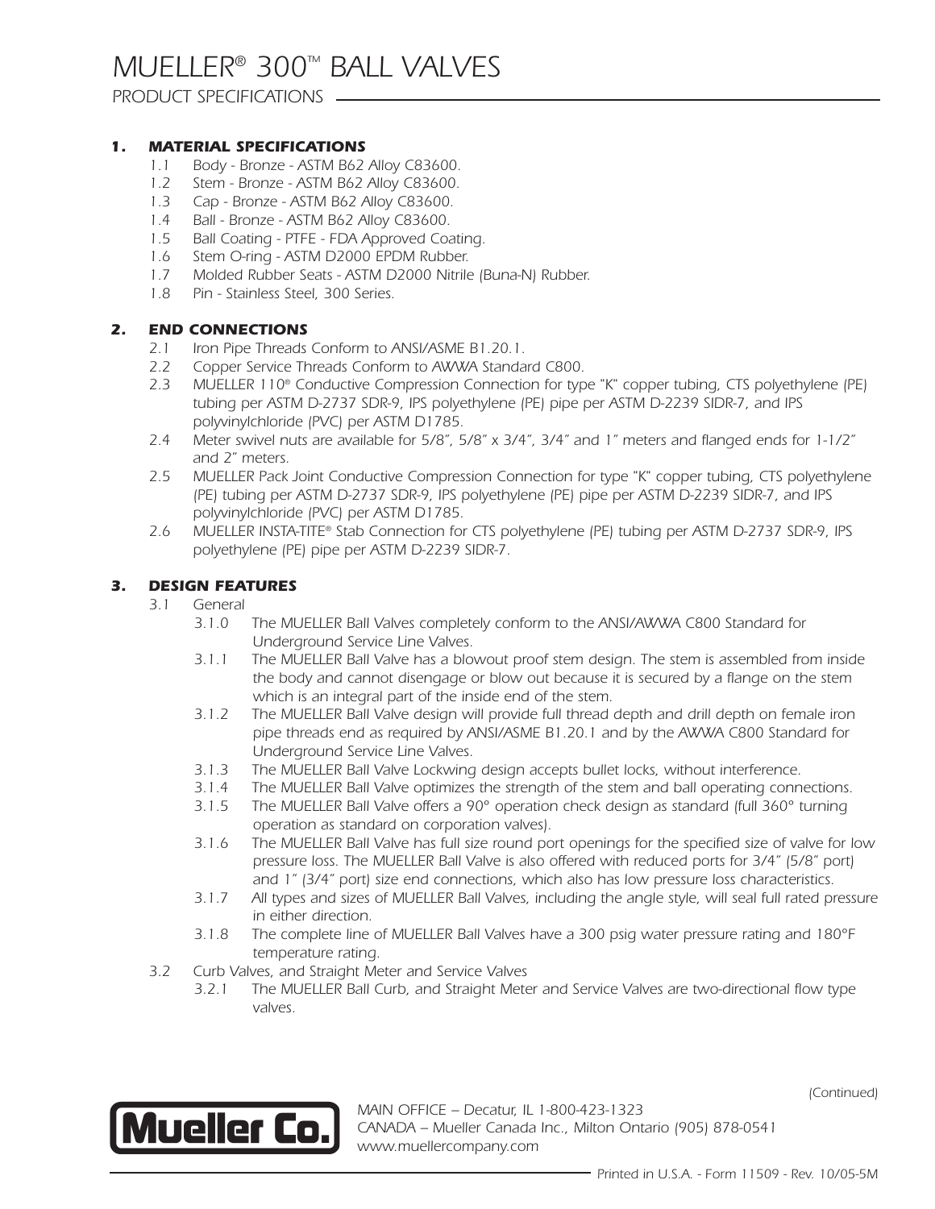# MUELLER® 300™ BALL VALVES

PRODUCT SPECIFICATIONS

## 1. MATERIAL SPECIFICATIONS

- 1.1 Body - Bronze - ASTM B62 Alloy C83600.
- 1.2 Stem - Bronze - ASTM B62 Alloy C83600.
- 1.3 Cap - Bronze - ASTM B62 Alloy C83600.
- 1.4 Ball - Bronze - ASTM B62 Alloy C83600.
- 1.5 Ball Coating - PTFE - FDA Approved Coating.
- 1.6 Stem O-ring - ASTM D2000 EPDM Rubber.
- 1.7 Molded Rubber Seats - ASTM D2000 Nitrile (Buna-N) Rubber.
- 1.8 Pin - Stainless Steel, 300 Series.

## 2. END CONNECTIONS

- 2.1 Iron Pipe Threads Conform to ANSI/ASME B1.20.1.
- 2.2 Copper Service Threads Conform to AWWA Standard C800.
- 2.3 MUELLER 110® Conductive Compression Connection for type "K" copper tubing, CTS polyethylene (PE) tubing per ASTM D-2737 SDR-9, IPS polyethylene (PE) pipe per ASTM D-2239 SIDR-7, and IPS polyvinylchloride (PVC) per ASTM D1785.
- 2.4 Meter swivel nuts are available for 5/8", 5/8" x 3/4", 3/4" and 1" meters and flanged ends for 1-1/2" and 2" meters.
- 2.5 MUELLER Pack Joint Conductive Compression Connection for type "K" copper tubing, CTS polyethylene (PE) tubing per ASTM D-2737 SDR-9, IPS polyethylene (PE) pipe per ASTM D-2239 SIDR-7, and IPS polyvinylchloride (PVC) per ASTM D1785.
- 2.6 MUELLER INSTA-TITE® Stab Connection for CTS polyethylene (PE) tubing per ASTM D-2737 SDR-9, IPS polyethylene (PE) pipe per ASTM D-2239 SIDR-7.

## 3. DESIGN FEATURES

- 3.1 General
  - 3.1.0 The MUELLER Ball Valves completely conform to the ANSI/AWWA C800 Standard for Underground Service Line Valves.
  - 3.1.1 The MUELLER Ball Valve has a blowout proof stem design. The stem is assembled from inside the body and cannot disengage or blow out because it is secured by a flange on the stem which is an integral part of the inside end of the stem.
  - 3.1.2 The MUELLER Ball Valve design will provide full thread depth and drill depth on female iron pipe threads end as required by ANSI/ASME B1.20.1 and by the AWWA C800 Standard for Underground Service Line Valves.
  - 3.1.3 The MUELLER Ball Valve Lockwing design accepts bullet locks, without interference.
  - 3.1.4 The MUELLER Ball Valve optimizes the strength of the stem and ball operating connections.
  - 3.1.5 The MUELLER Ball Valve offers a 90° operation check design as standard (full 360° turning operation as standard on corporation valves).
  - 3.1.6 The MUELLER Ball Valve has full size round port openings for the specified size of valve for low pressure loss. The MUELLER Ball Valve is also offered with reduced ports for 3/4" (5/8" port) and 1" (3/4" port) size end connections, which also has low pressure loss characteristics.
  - 3.1.7 All types and sizes of MUELLER Ball Valves, including the angle style, will seal full rated pressure in either direction.
  - 3.1.8 The complete line of MUELLER Ball Valves have a 300 psig water pressure rating and 180°F temperature rating.
- 3.2 Curb Valves, and Straight Meter and Service Valves
  - 3.2.1 The MUELLER Ball Curb, and Straight Meter and Service Valves are two-directional flow type valves.

(Continued)

MAIN OFFICE – Decatur, IL 1-800-423-1323
CANADA – Mueller Canada Inc., Milton Ontario (905) 878-0541
www.muellercompany.com

Printed in U.S.A. - Form 11509 - Rev. 10/05-5M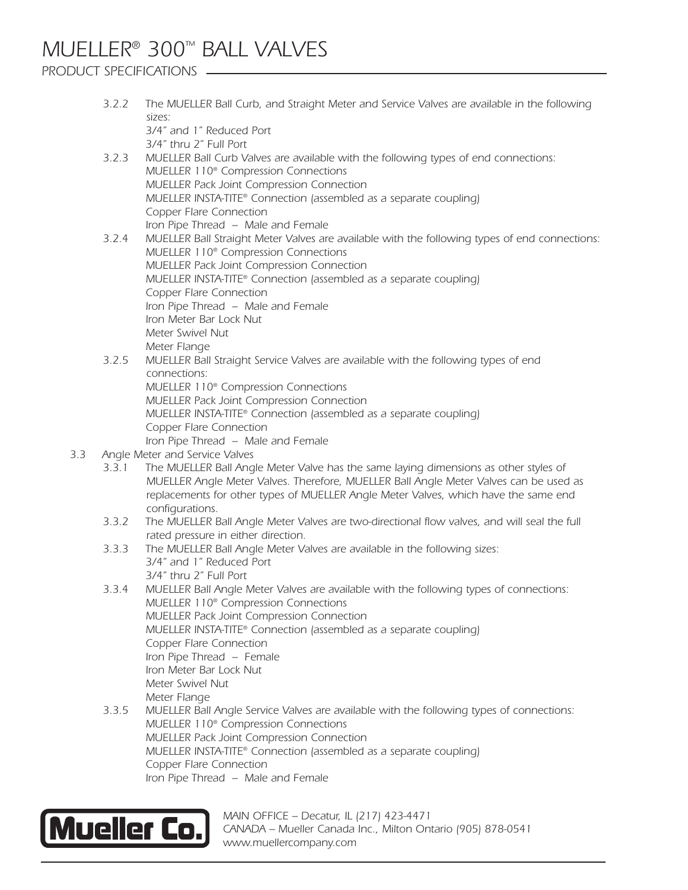3.2.2 The MUELLER Ball Curb, and Straight Meter and Service Valves are available in the following sizes:
3/4" and 1" Reduced Port
3/4" thru 2" Full Port

3.2.3 MUELLER Ball Curb Valves are available with the following types of end connections:
MUELLER 110® Compression Connections
MUELLER Pack Joint Compression Connection
MUELLER INSTA-TITE® Connection (assembled as a separate coupling)
Copper Flare Connection
Iron Pipe Thread – Male and Female

3.2.4 MUELLER Ball Straight Meter Valves are available with the following types of end connections:
MUELLER 110® Compression Connections
MUELLER Pack Joint Compression Connection
MUELLER INSTA-TITE® Connection (assembled as a separate coupling)
Copper Flare Connection
Iron Pipe Thread – Male and Female
Iron Meter Bar Lock Nut
Meter Swivel Nut
Meter Flange

3.2.5 MUELLER Ball Straight Service Valves are available with the following types of end connections:
MUELLER 110® Compression Connections
MUELLER Pack Joint Compression Connection
MUELLER INSTA-TITE® Connection (assembled as a separate coupling)
Copper Flare Connection
Iron Pipe Thread – Male and Female

3.3 Angle Meter and Service Valves

3.3.1 The MUELLER Ball Angle Meter Valve has the same laying dimensions as other styles of MUELLER Angle Meter Valves. Therefore, MUELLER Ball Angle Meter Valves can be used as replacements for other types of MUELLER Angle Meter Valves, which have the same end configurations.

3.3.2 The MUELLER Ball Angle Meter Valves are two-directional flow valves, and will seal the full rated pressure in either direction.

3.3.3 The MUELLER Ball Angle Meter Valves are available in the following sizes:
3/4" and 1" Reduced Port
3/4" thru 2" Full Port

3.3.4 MUELLER Ball Angle Meter Valves are available with the following types of connections:
MUELLER 110® Compression Connections
MUELLER Pack Joint Compression Connection
MUELLER INSTA-TITE® Connection (assembled as a separate coupling)
Copper Flare Connection
Iron Pipe Thread – Female
Iron Meter Bar Lock Nut
Meter Swivel Nut
Meter Flange

3.3.5 MUELLER Ball Angle Service Valves are available with the following types of connections:
MUELLER 110® Compression Connections
MUELLER Pack Joint Compression Connection
MUELLER INSTA-TITE® Connection (assembled as a separate coupling)
Copper Flare Connection
Iron Pipe Thread – Male and Female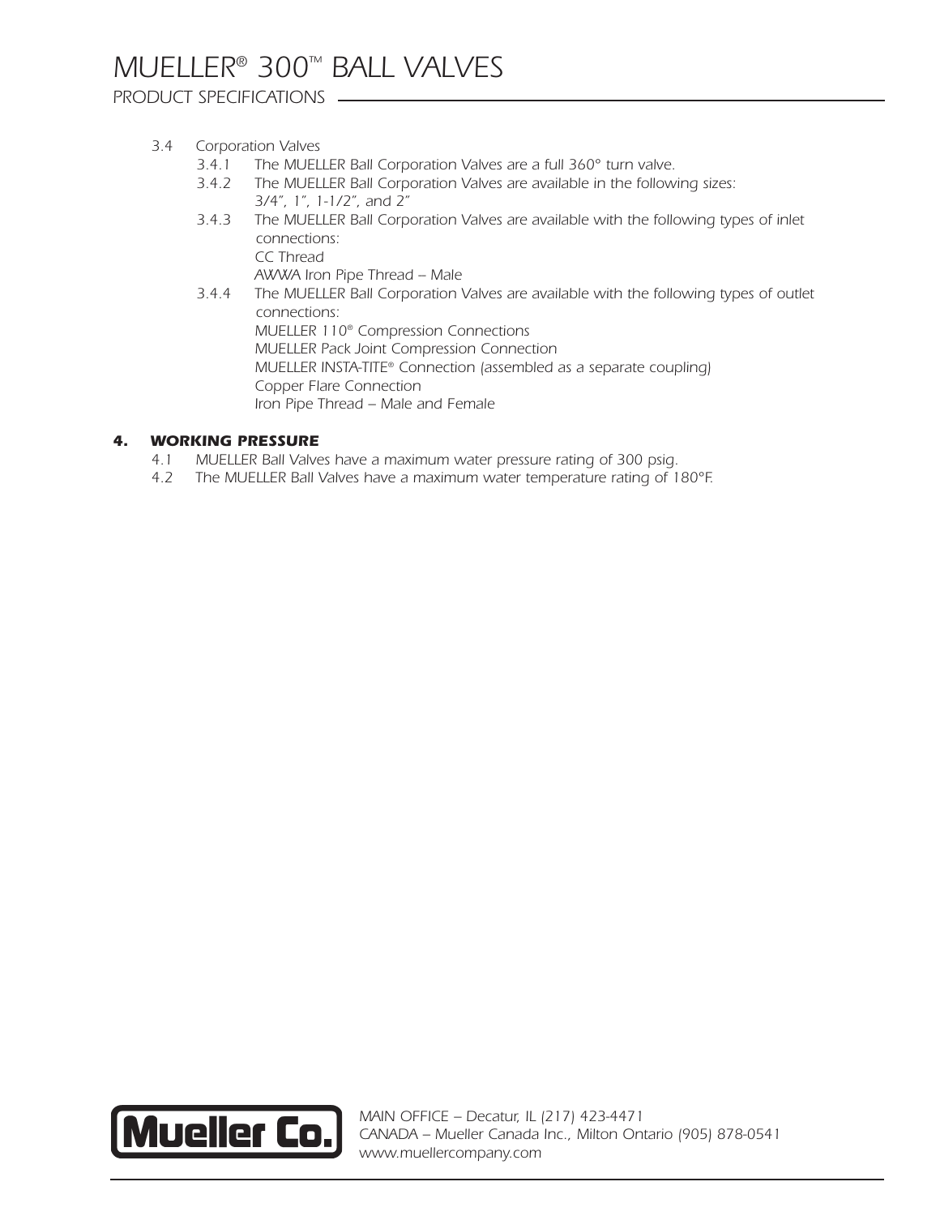3.4 Corporation Valves

3.4.1 The MUELLER Ball Corporation Valves are a full 360° turn valve.

3.4.2 The MUELLER Ball Corporation Valves are available in the following sizes:
3/4", 1", 1-1/2", and 2"

3.4.3 The MUELLER Ball Corporation Valves are available with the following types of inlet connections:
CC Thread
AWWA Iron Pipe Thread – Male

3.4.4 The MUELLER Ball Corporation Valves are available with the following types of outlet connections:
MUELLER 110® Compression Connections
MUELLER Pack Joint Compression Connection
MUELLER INSTA-TITE® Connection (assembled as a separate coupling)
Copper Flare Connection
Iron Pipe Thread – Male and Female

## 4. WORKING PRESSURE

4.1 MUELLER Ball Valves have a maximum water pressure rating of 300 psig.

4.2 The MUELLER Ball Valves have a maximum water temperature rating of 180°F.

Mueller Co.

MAIN OFFICE – Decatur, IL (217) 423-4471
CANADA – Mueller Canada Inc., Milton Ontario (905) 878-0541
www.muellercompany.com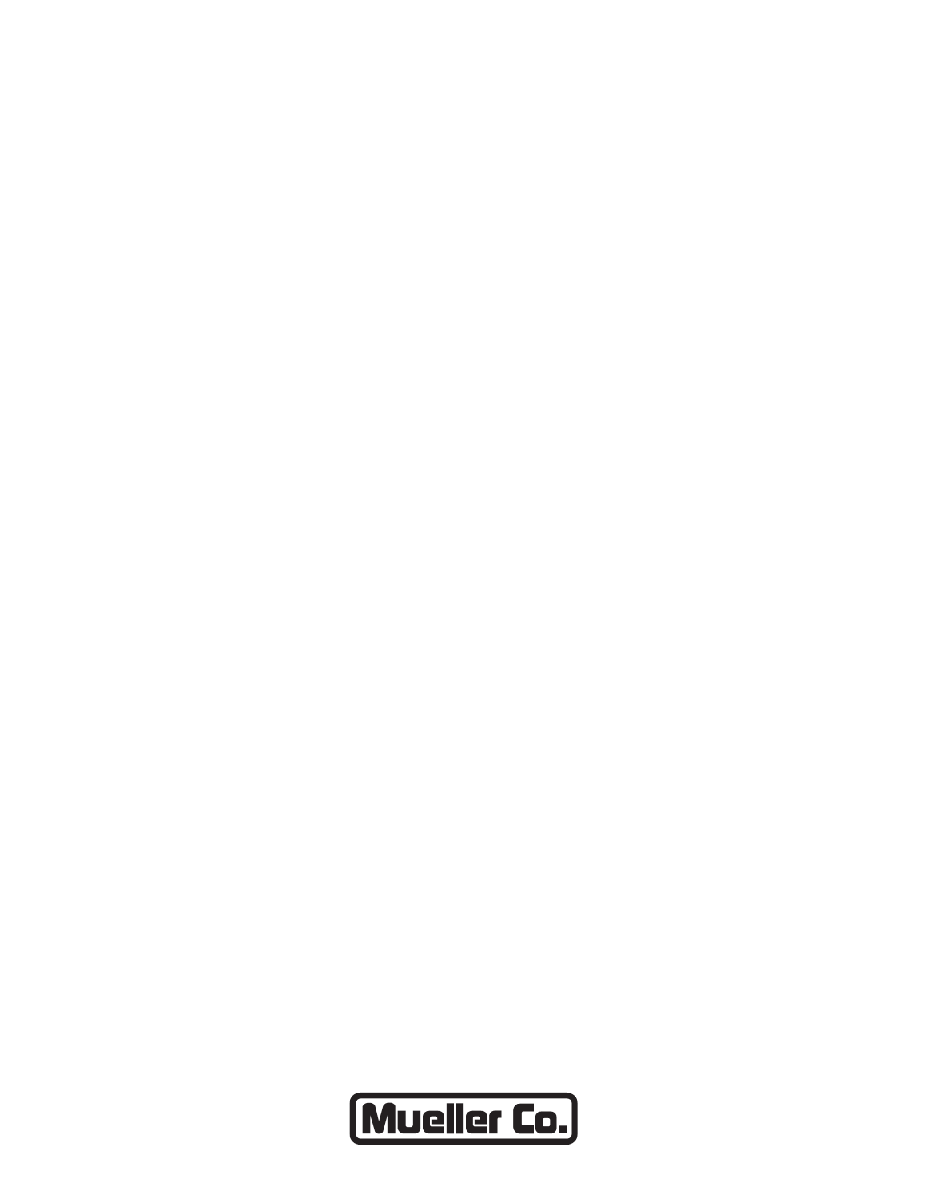Mueller Co.